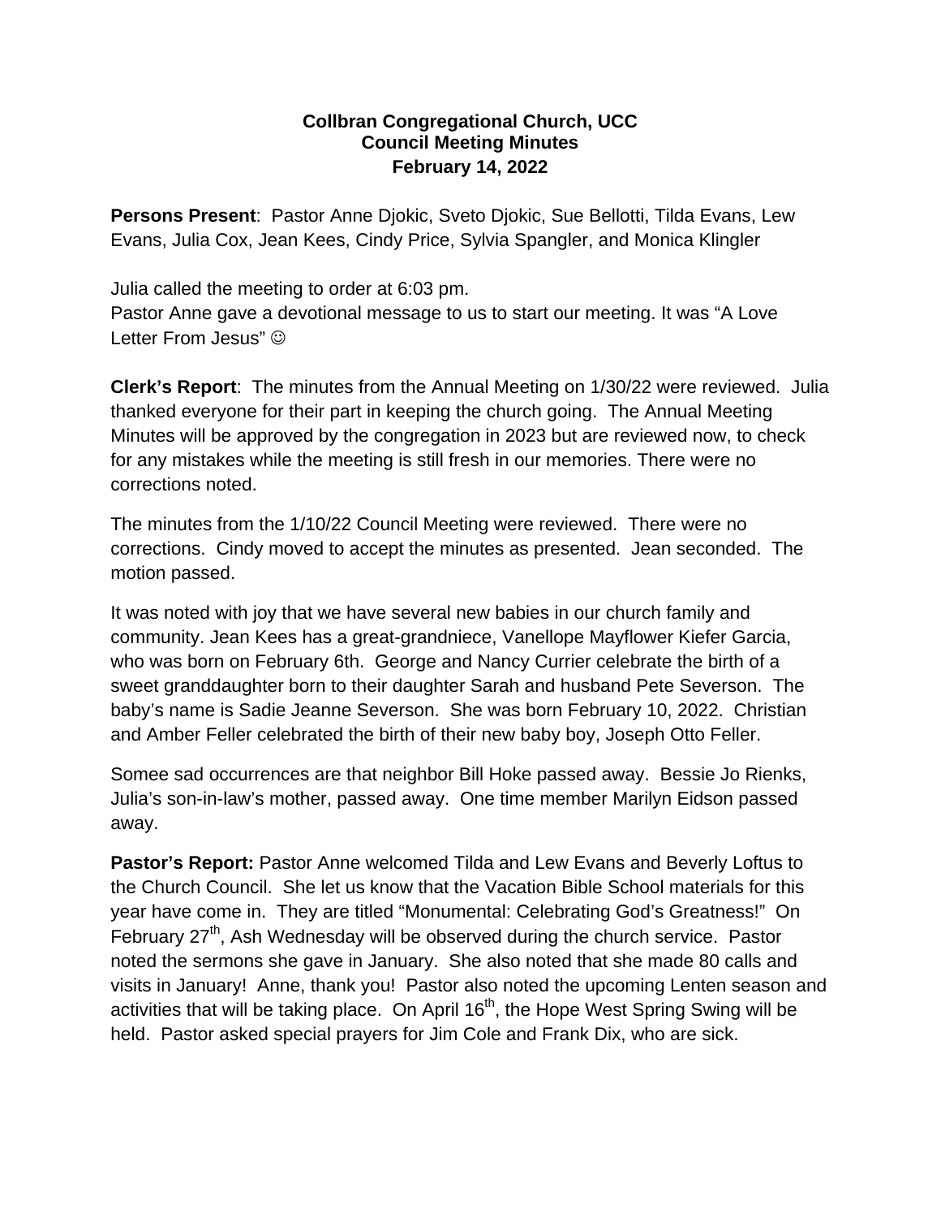**Collbran Congregational Church, UCC**
**Council Meeting Minutes**
**February 14, 2022**

**Persons Present**: Pastor Anne Djokic, Sveto Djokic, Sue Bellotti, Tilda Evans, Lew Evans, Julia Cox, Jean Kees, Cindy Price, Sylvia Spangler, and Monica Klingler

Julia called the meeting to order at 6:03 pm.
Pastor Anne gave a devotional message to us to start our meeting. It was "A Love Letter From Jesus" ☺

**Clerk's Report**: The minutes from the Annual Meeting on 1/30/22 were reviewed. Julia thanked everyone for their part in keeping the church going. The Annual Meeting Minutes will be approved by the congregation in 2023 but are reviewed now, to check for any mistakes while the meeting is still fresh in our memories. There were no corrections noted.

The minutes from the 1/10/22 Council Meeting were reviewed. There were no corrections. Cindy moved to accept the minutes as presented. Jean seconded. The motion passed.

It was noted with joy that we have several new babies in our church family and community. Jean Kees has a great-grandniece, Vanellope Mayflower Kiefer Garcia, who was born on February 6th. George and Nancy Currier celebrate the birth of a sweet granddaughter born to their daughter Sarah and husband Pete Severson. The baby's name is Sadie Jeanne Severson. She was born February 10, 2022. Christian and Amber Feller celebrated the birth of their new baby boy, Joseph Otto Feller.

Somee sad occurrences are that neighbor Bill Hoke passed away. Bessie Jo Rienks, Julia's son-in-law's mother, passed away. One time member Marilyn Eidson passed away.

**Pastor's Report:** Pastor Anne welcomed Tilda and Lew Evans and Beverly Loftus to the Church Council. She let us know that the Vacation Bible School materials for this year have come in. They are titled "Monumental: Celebrating God's Greatness!" On February 27th, Ash Wednesday will be observed during the church service. Pastor noted the sermons she gave in January. She also noted that she made 80 calls and visits in January! Anne, thank you! Pastor also noted the upcoming Lenten season and activities that will be taking place. On April 16th, the Hope West Spring Swing will be held. Pastor asked special prayers for Jim Cole and Frank Dix, who are sick.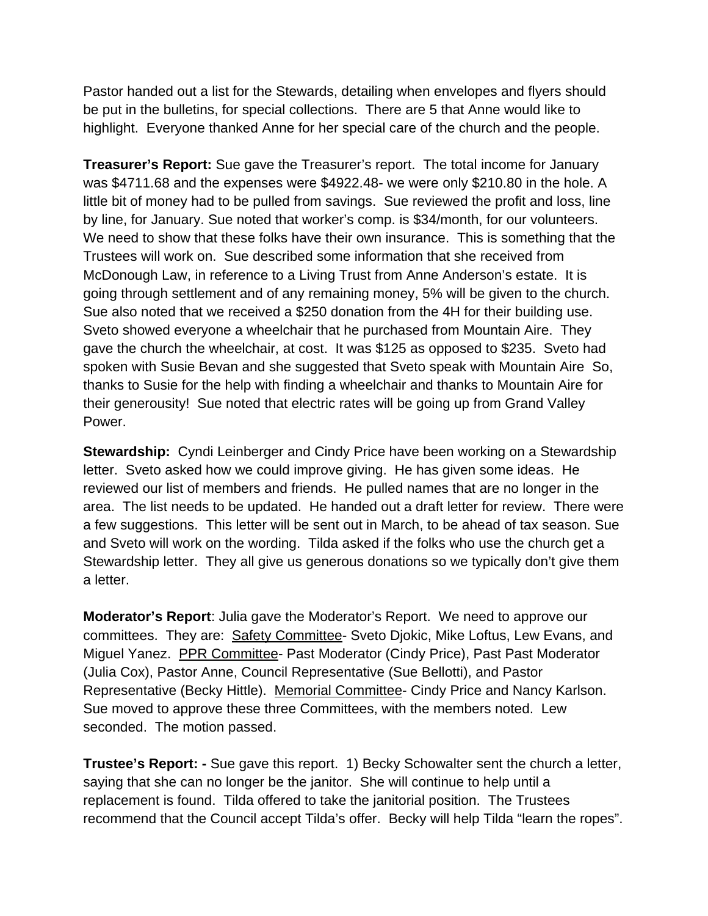Pastor handed out a list for the Stewards, detailing when envelopes and flyers should be put in the bulletins, for special collections. There are 5 that Anne would like to highlight. Everyone thanked Anne for her special care of the church and the people.

**Treasurer's Report:** Sue gave the Treasurer's report. The total income for January was $4711.68 and the expenses were $4922.48- we were only $210.80 in the hole. A little bit of money had to be pulled from savings. Sue reviewed the profit and loss, line by line, for January. Sue noted that worker's comp. is $34/month, for our volunteers. We need to show that these folks have their own insurance. This is something that the Trustees will work on. Sue described some information that she received from McDonough Law, in reference to a Living Trust from Anne Anderson's estate. It is going through settlement and of any remaining money, 5% will be given to the church. Sue also noted that we received a $250 donation from the 4H for their building use. Sveto showed everyone a wheelchair that he purchased from Mountain Aire. They gave the church the wheelchair, at cost. It was $125 as opposed to $235. Sveto had spoken with Susie Bevan and she suggested that Sveto speak with Mountain Aire So, thanks to Susie for the help with finding a wheelchair and thanks to Mountain Aire for their generousity! Sue noted that electric rates will be going up from Grand Valley Power.

**Stewardship:** Cyndi Leinberger and Cindy Price have been working on a Stewardship letter. Sveto asked how we could improve giving. He has given some ideas. He reviewed our list of members and friends. He pulled names that are no longer in the area. The list needs to be updated. He handed out a draft letter for review. There were a few suggestions. This letter will be sent out in March, to be ahead of tax season. Sue and Sveto will work on the wording. Tilda asked if the folks who use the church get a Stewardship letter. They all give us generous donations so we typically don't give them a letter.

**Moderator's Report**: Julia gave the Moderator's Report. We need to approve our committees. They are: <u>Safety Committee</u>- Sveto Djokic, Mike Loftus, Lew Evans, and Miguel Yanez. <u>PPR Committee</u>- Past Moderator (Cindy Price), Past Past Moderator (Julia Cox), Pastor Anne, Council Representative (Sue Bellotti), and Pastor Representative (Becky Hittle). <u>Memorial Committee</u>- Cindy Price and Nancy Karlson. Sue moved to approve these three Committees, with the members noted. Lew seconded. The motion passed.

**Trustee's Report: -** Sue gave this report. 1) Becky Schowalter sent the church a letter, saying that she can no longer be the janitor. She will continue to help until a replacement is found. Tilda offered to take the janitorial position. The Trustees recommend that the Council accept Tilda's offer. Becky will help Tilda "learn the ropes".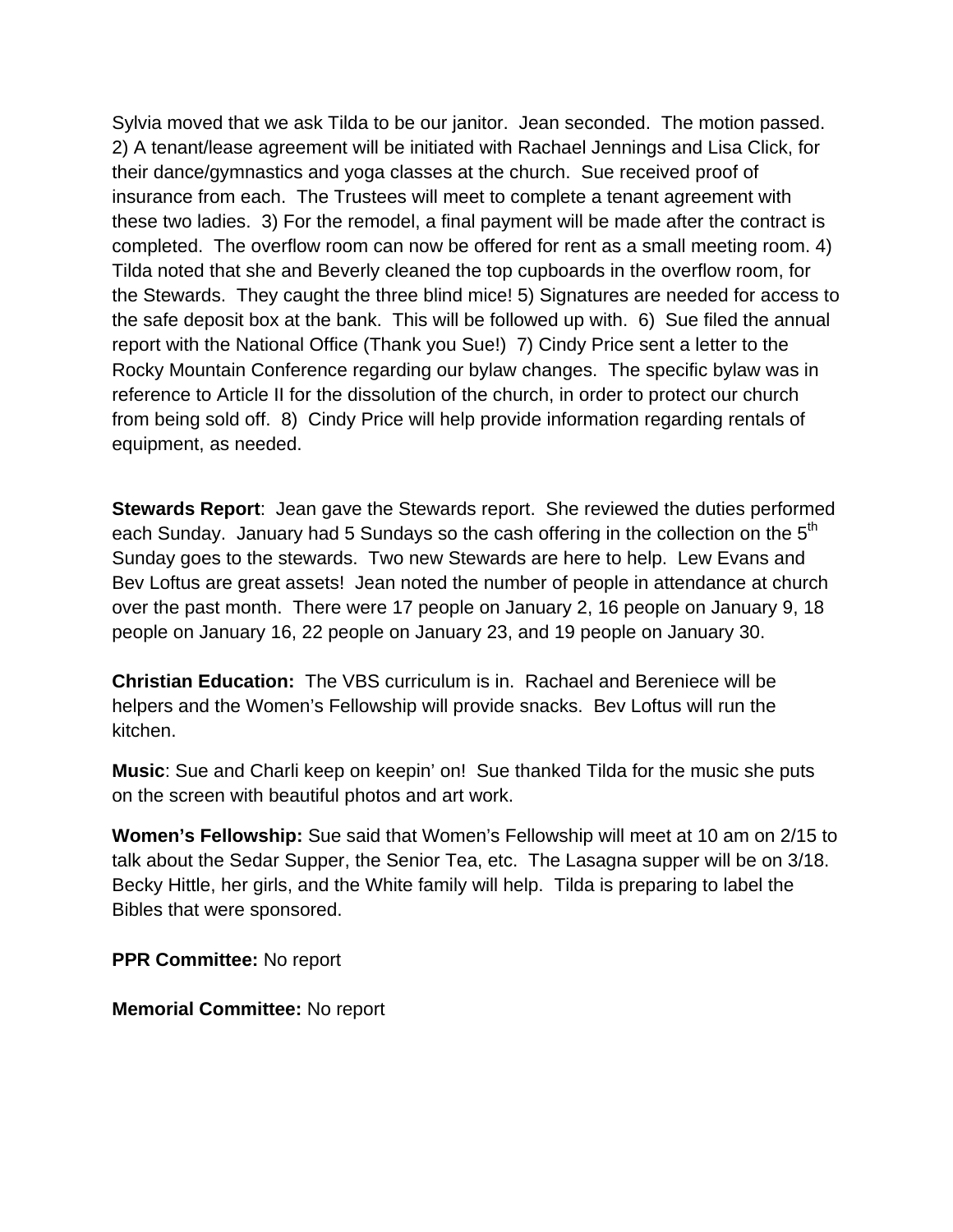Sylvia moved that we ask Tilda to be our janitor. Jean seconded. The motion passed. 2) A tenant/lease agreement will be initiated with Rachael Jennings and Lisa Click, for their dance/gymnastics and yoga classes at the church. Sue received proof of insurance from each. The Trustees will meet to complete a tenant agreement with these two ladies. 3) For the remodel, a final payment will be made after the contract is completed. The overflow room can now be offered for rent as a small meeting room. 4) Tilda noted that she and Beverly cleaned the top cupboards in the overflow room, for the Stewards. They caught the three blind mice! 5) Signatures are needed for access to the safe deposit box at the bank. This will be followed up with. 6) Sue filed the annual report with the National Office (Thank you Sue!) 7) Cindy Price sent a letter to the Rocky Mountain Conference regarding our bylaw changes. The specific bylaw was in reference to Article II for the dissolution of the church, in order to protect our church from being sold off. 8) Cindy Price will help provide information regarding rentals of equipment, as needed.

**Stewards Report**: Jean gave the Stewards report. She reviewed the duties performed each Sunday. January had 5 Sundays so the cash offering in the collection on the 5th Sunday goes to the stewards. Two new Stewards are here to help. Lew Evans and Bev Loftus are great assets! Jean noted the number of people in attendance at church over the past month. There were 17 people on January 2, 16 people on January 9, 18 people on January 16, 22 people on January 23, and 19 people on January 30.

**Christian Education:** The VBS curriculum is in. Rachael and Bereniece will be helpers and the Women's Fellowship will provide snacks. Bev Loftus will run the kitchen.

**Music**: Sue and Charli keep on keepin' on! Sue thanked Tilda for the music she puts on the screen with beautiful photos and art work.

**Women's Fellowship:** Sue said that Women's Fellowship will meet at 10 am on 2/15 to talk about the Sedar Supper, the Senior Tea, etc. The Lasagna supper will be on 3/18. Becky Hittle, her girls, and the White family will help. Tilda is preparing to label the Bibles that were sponsored.

**PPR Committee:** No report

**Memorial Committee:** No report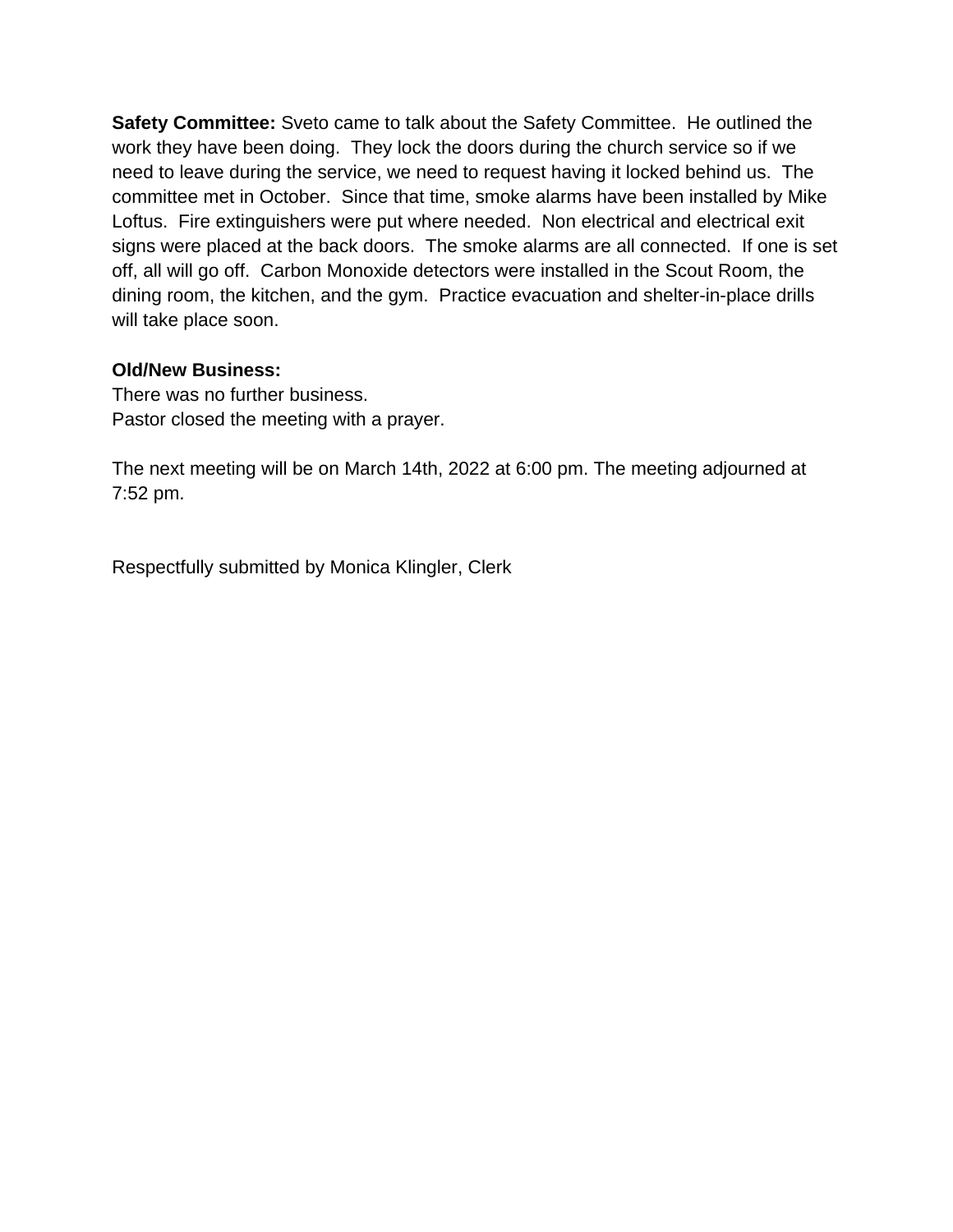**Safety Committee:** Sveto came to talk about the Safety Committee. He outlined the work they have been doing. They lock the doors during the church service so if we need to leave during the service, we need to request having it locked behind us. The committee met in October. Since that time, smoke alarms have been installed by Mike Loftus. Fire extinguishers were put where needed. Non electrical and electrical exit signs were placed at the back doors. The smoke alarms are all connected. If one is set off, all will go off. Carbon Monoxide detectors were installed in the Scout Room, the dining room, the kitchen, and the gym. Practice evacuation and shelter-in-place drills will take place soon.

**Old/New Business:**
There was no further business.
Pastor closed the meeting with a prayer.

The next meeting will be on March 14th, 2022 at 6:00 pm. The meeting adjourned at 7:52 pm.

Respectfully submitted by Monica Klingler, Clerk